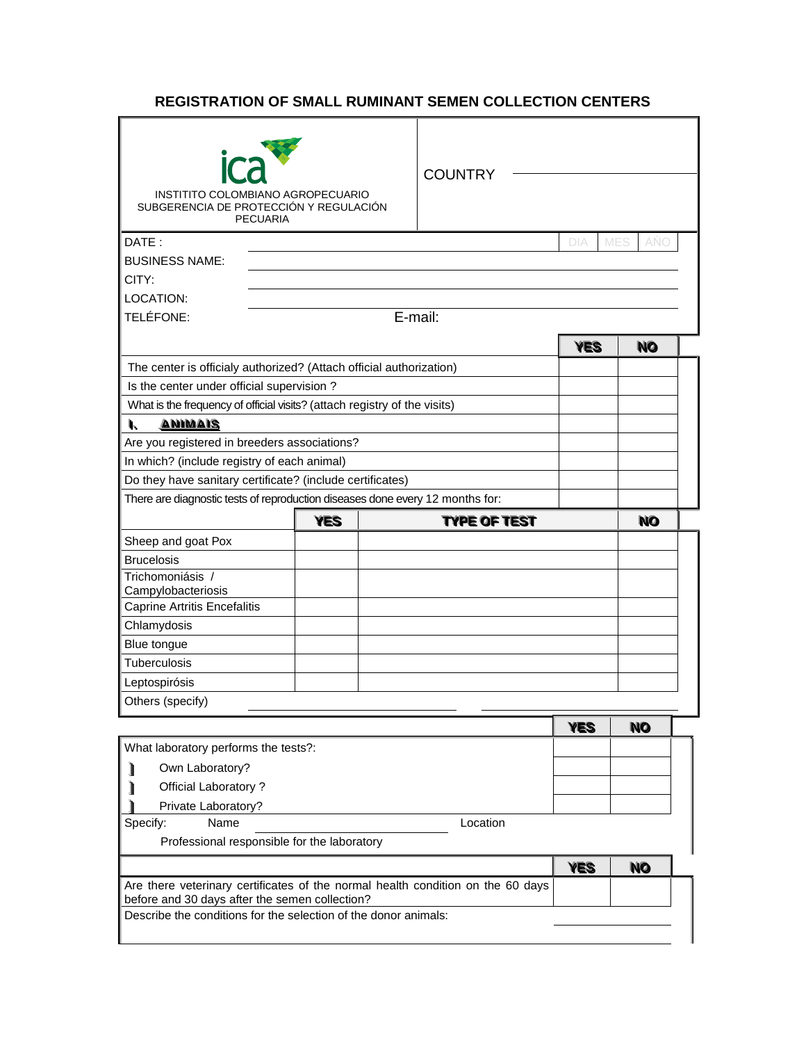# REGISTRATION OF SMALL RUMINANT SEMEN COLLECTION CENTERS

ica
INSTITITO COLOMBIANO AGROPECUARIO
SUBGERENCIA DE PROTECCIÓN Y REGULACIÓN PECUARIA

COUNTRY ____________________

DATE : ____________________ DIA | MES | AÑO

BUSINESS NAME: ____________________

CITY: ____________________

LOCATION: ____________________

TELÉFONE: ____________________ E-mail: ____________________

| | YES | NO |
|---|---|---|
| The center is officialy authorized? (Attach official authorization) | | |
| Is the center under official supervision ? | | |
| What is the frequency of official visits? (attach registry of the visits) | | |
| **I. ANIMALS** | | |
| Are you registered in breeders associations? | | |
| In which? (include registry of each animal) | | |
| Do they have sanitary certificate? (include certificates) | | |
| There are diagnostic tests of reproduction diseases done every 12 months for: | | |

| | YES | TYPE OF TEST | NO |
|---|---|---|---|
| Sheep and goat Pox | | | |
| Brucelosis | | | |
| Trichomoniásis / Campylobacteriosis | | | |
| Caprine Artritis Encefalitis | | | |
| Chlamydosis | | | |
| Blue tongue | | | |
| Tuberculosis | | | |
| Leptospirósis | | | |

Others (specify) ____________________ ____________________

| | YES | NO |
|---|---|---|
| What laboratory performs the tests?: | | |
| Own Laboratory? | | |
| Official Laboratory ? | | |
| Private Laboratory? | | |

Specify: Name ____________________ Location

Professional responsible for the laboratory

| | YES | NO |
|---|---|---|
| Are there veterinary certificates of the normal health condition on the 60 days before and 30 days after the semen collection? | | |

Describe the conditions for the selection of the donor animals: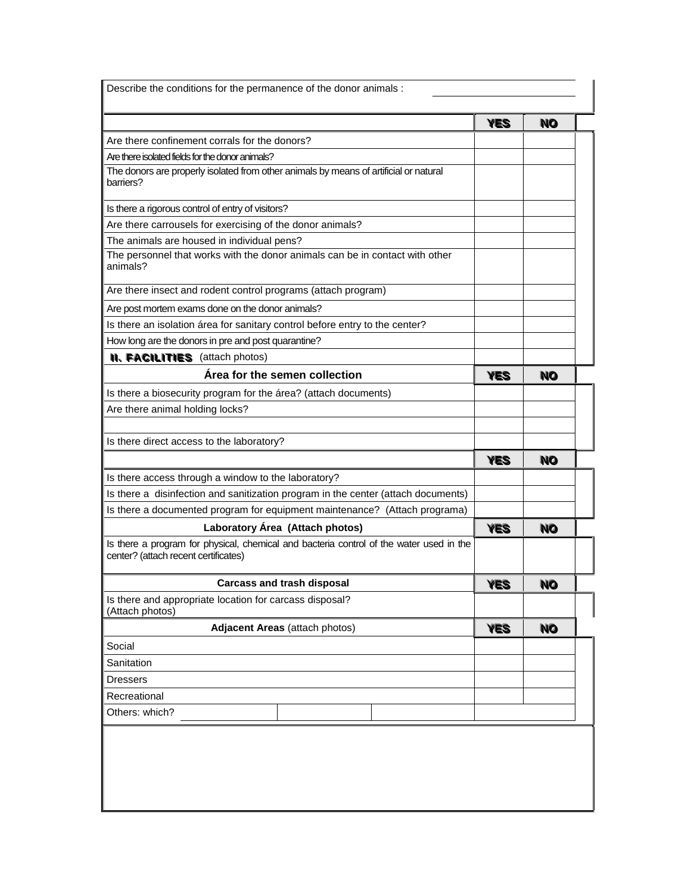Describe the conditions for the permanence of the donor animals :

| | YES | NO |
|---|---|---|
| Are there confinement corrals for the donors? | | |
| Are there isolated fields for the donor animals? | | |
| The donors are properly isolated from other animals by means of artificial or natural barriers? | | |
| Is there a rigorous control of entry of visitors? | | |
| Are there carrousels for exercising of the donor animals? | | |
| The animals are housed in individual pens? | | |
| The personnel that works with the donor animals can be in contact with other animals? | | |
| Are there insect and rodent control programs (attach program) | | |
| Are post mortem exams done on the donor animals? | | |
| Is there an isolation área for sanitary control before entry to the center? | | |
| How long are the donors in pre and post quarantine? | | |
| **II. FACILITIES** (attach photos) | | |

| Área for the semen collection | YES | NO |
|---|---|---|
| Is there a biosecurity program for the área? (attach documents) | | |
| Are there animal holding locks? | | |
| | | |
| Is there direct access to the laboratory? | | |

| | YES | NO |
|---|---|---|
| Is there access through a window to the laboratory? | | |
| Is there a disinfection and sanitization program in the center (attach documents) | | |
| Is there a documented program for equipment maintenance? (Attach programa) | | |

| Laboratory Área (Attach photos) | YES | NO |
|---|---|---|
| Is there a program for physical, chemical and bacteria control of the water used in the center? (attach recent certificates) | | |

| Carcass and trash disposal | YES | NO |
|---|---|---|
| Is there and appropriate location for carcass disposal? (Attach photos) | | |

| Adjacent Areas (attach photos) | YES | NO |
|---|---|---|
| Social | | |
| Sanitation | | |
| Dressers | | |
| Recreational | | |
| Others: which? | | |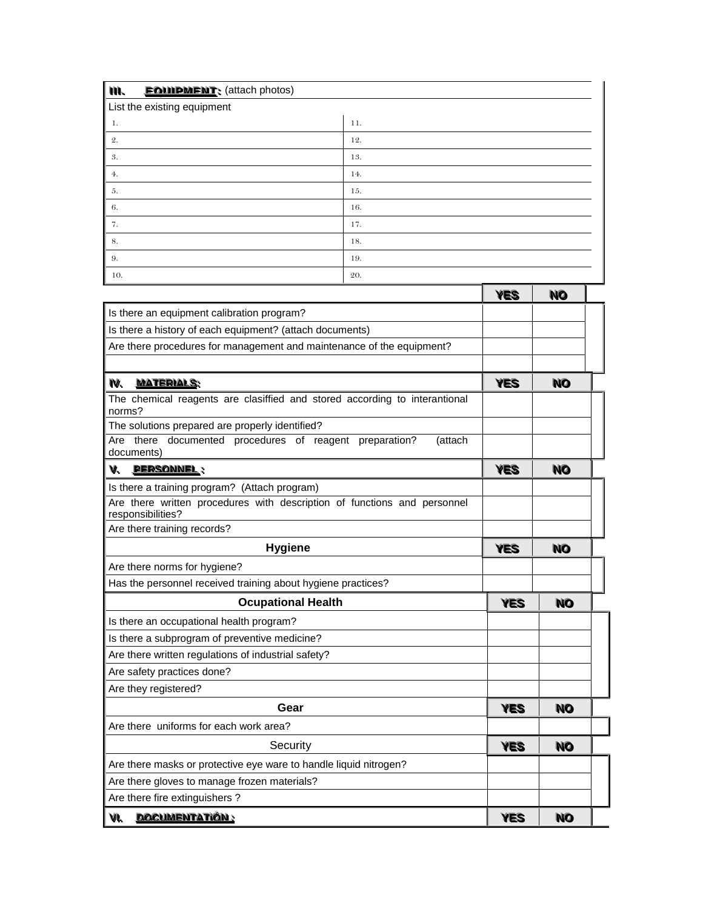## III. EQUIPMENT: (attach photos)

List the existing equipment

| | |
|---|---|
| 1. | 11. |
| 2. | 12. |
| 3. | 13. |
| 4. | 14. |
| 5. | 15. |
| 6. | 16. |
| 7. | 17. |
| 8. | 18. |
| 9. | 19. |
| 10. | 20. |

| | YES | NO |
|---|---|---|
| Is there an equipment calibration program? | | |
| Is there a history of each equipment? (attach documents) | | |
| Are there procedures for management and maintenance of the equipment? | | |
| | | |

| IV. MATERIALS: | YES | NO |
|---|---|---|
| The chemical reagents are clasiffied and stored according to interantional norms? | | |
| The solutions prepared are properly identified? | | |
| Are there documented procedures of reagent preparation? (attach documents) | | |

| V. PERSONNEL : | YES | NO |
|---|---|---|
| Is there a training program? (Attach program) | | |
| Are there written procedures with description of functions and personnel responsibilities? | | |
| Are there training records? | | |

| Hygiene | YES | NO |
|---|---|---|
| Are there norms for hygiene? | | |
| Has the personnel received training about hygiene practices? | | |

| Ocupational Health | YES | NO |
|---|---|---|
| Is there an occupational health program? | | |
| Is there a subprogram of preventive medicine? | | |
| Are there written regulations of industrial safety? | | |
| Are safety practices done? | | |
| Are they registered? | | |

| Gear | YES | NO |
|---|---|---|
| Are there uniforms for each work area? | | |

| Security | YES | NO |
|---|---|---|
| Are there masks or protective eye ware to handle liquid nitrogen? | | |
| Are there gloves to manage frozen materials? | | |
| Are there fire extinguishers ? | | |

| VI. DOCUMENTATIÓN : | YES | NO |
|---|---|---|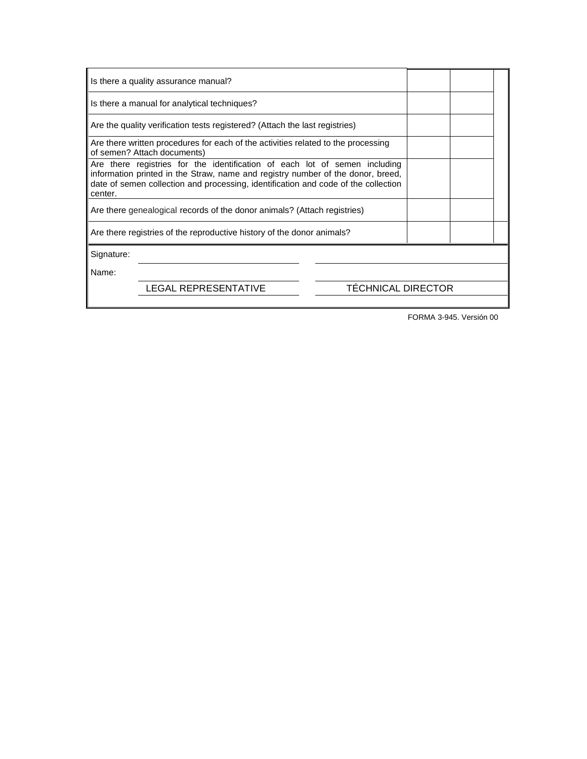| | | | |
|---|---|---|---|
| Is there a quality assurance manual? | | | |
| Is there a manual for analytical techniques? | | | |
| Are the quality verification tests registered? (Attach the last registries) | | | |
| Are there written procedures for each of the activities related to the processing of semen? Attach documents) | | | |
| Are there registries for the identification of each lot of semen including information printed in the Straw, name and registry number of the donor, breed, date of semen collection and processing, identification and code of the collection center. | | | |
| Are there genealogical records of the donor animals? (Attach registries) | | | |
| Are there registries of the reproductive history of the donor animals? | | | |

Signature: ______________________ ______________________

Name: ______________________ ______________________

LEGAL REPRESENTATIVE TÉCHNICAL DIRECTOR

FORMA 3-945. Versión 00